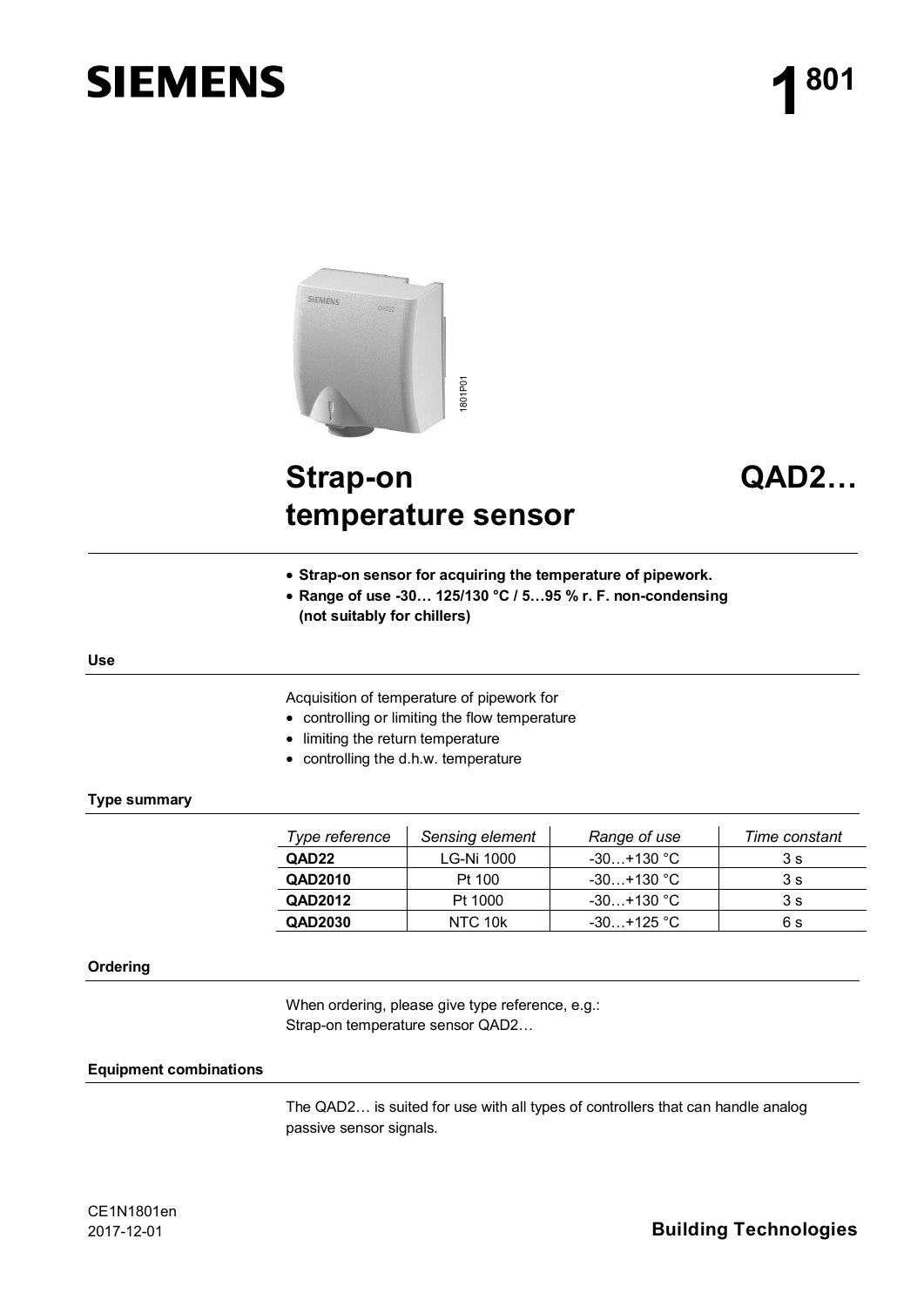# SIEMENS

# 1 801

## Strap-on temperature sensor

## QAD2…

- **Strap-on sensor for acquiring the temperature of pipework.**
- **Range of use -30… 125/130 °C / 5…95 % r. F. non-condensing (not suitably for chillers)**

### Use

Acquisition of temperature of pipework for

- controlling or limiting the flow temperature
- limiting the return temperature
- controlling the d.h.w. temperature

### Type summary

| *Type reference* | *Sensing element* | *Range of use* | *Time constant* |
|---|---|---|---|
| **QAD22** | LG-Ni 1000 | -30…+130 °C | 3 s |
| **QAD2010** | Pt 100 | -30…+130 °C | 3 s |
| **QAD2012** | Pt 1000 | -30…+130 °C | 3 s |
| **QAD2030** | NTC 10k | -30…+125 °C | 6 s |

### Ordering

When ordering, please give type reference, e.g.:
Strap-on temperature sensor QAD2…

### Equipment combinations

The QAD2… is suited for use with all types of controllers that can handle analog passive sensor signals.

CE1N1801en
2017-12-01

**Building Technologies**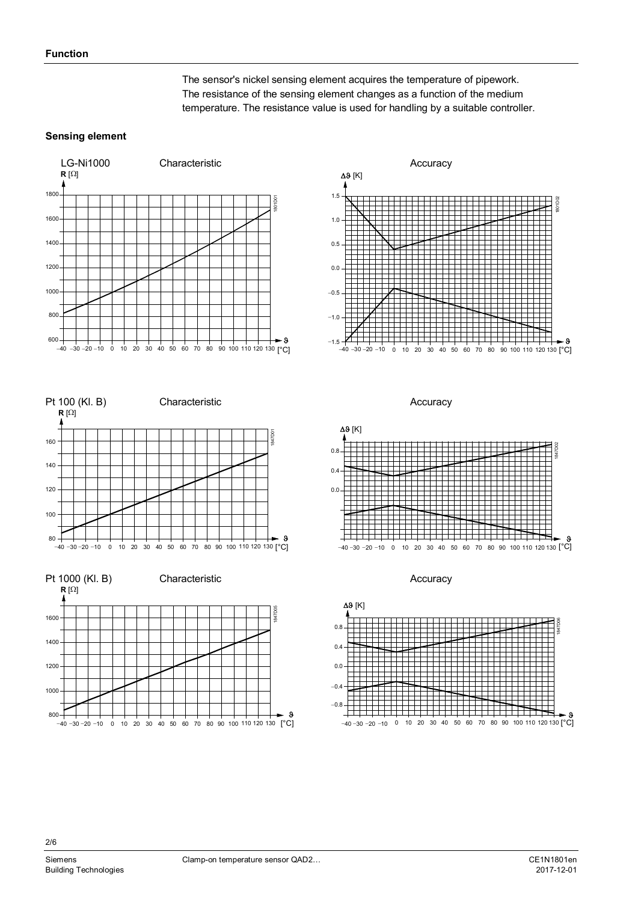## Function

The sensor's nickel sensing element acquires the temperature of pipework. The resistance of the sensing element changes as a function of the medium temperature. The resistance value is used for handling by a suitable controller.

### Sensing element

LG-Ni1000 — Characteristic — Accuracy

Pt 100 (Kl. B) — Characteristic — Accuracy

Pt 1000 (Kl. B) — Characteristic — Accuracy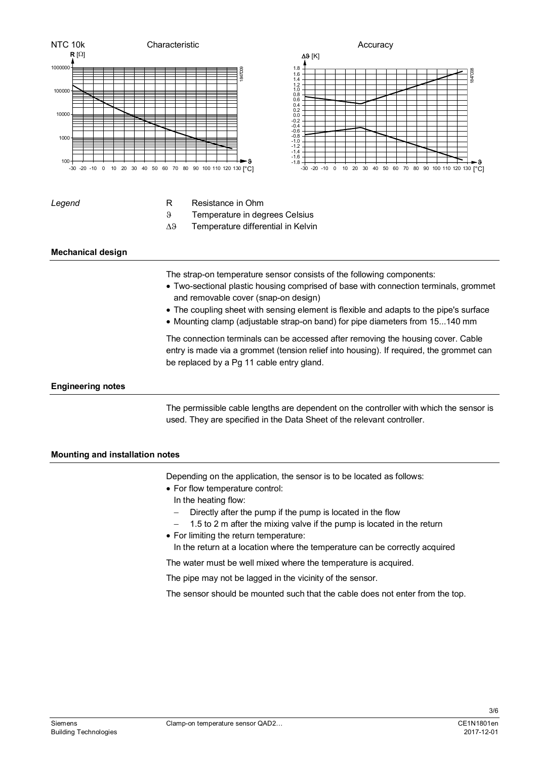NTC 10k Characteristic

Accuracy

*Legend*

R Resistance in Ohm

ϑ Temperature in degrees Celsius

Δϑ Temperature differential in Kelvin

### Mechanical design

The strap-on temperature sensor consists of the following components:

- Two-sectional plastic housing comprised of base with connection terminals, grommet and removable cover (snap-on design)
- The coupling sheet with sensing element is flexible and adapts to the pipe's surface
- Mounting clamp (adjustable strap-on band) for pipe diameters from 15...140 mm

The connection terminals can be accessed after removing the housing cover. Cable entry is made via a grommet (tension relief into housing). If required, the grommet can be replaced by a Pg 11 cable entry gland.

### Engineering notes

The permissible cable lengths are dependent on the controller with which the sensor is used. They are specified in the Data Sheet of the relevant controller.

### Mounting and installation notes

Depending on the application, the sensor is to be located as follows:

- For flow temperature control:
  In the heating flow:
  - Directly after the pump if the pump is located in the flow
  - 1.5 to 2 m after the mixing valve if the pump is located in the return
- For limiting the return temperature:
  In the return at a location where the temperature can be correctly acquired

The water must be well mixed where the temperature is acquired.

The pipe may not be lagged in the vicinity of the sensor.

The sensor should be mounted such that the cable does not enter from the top.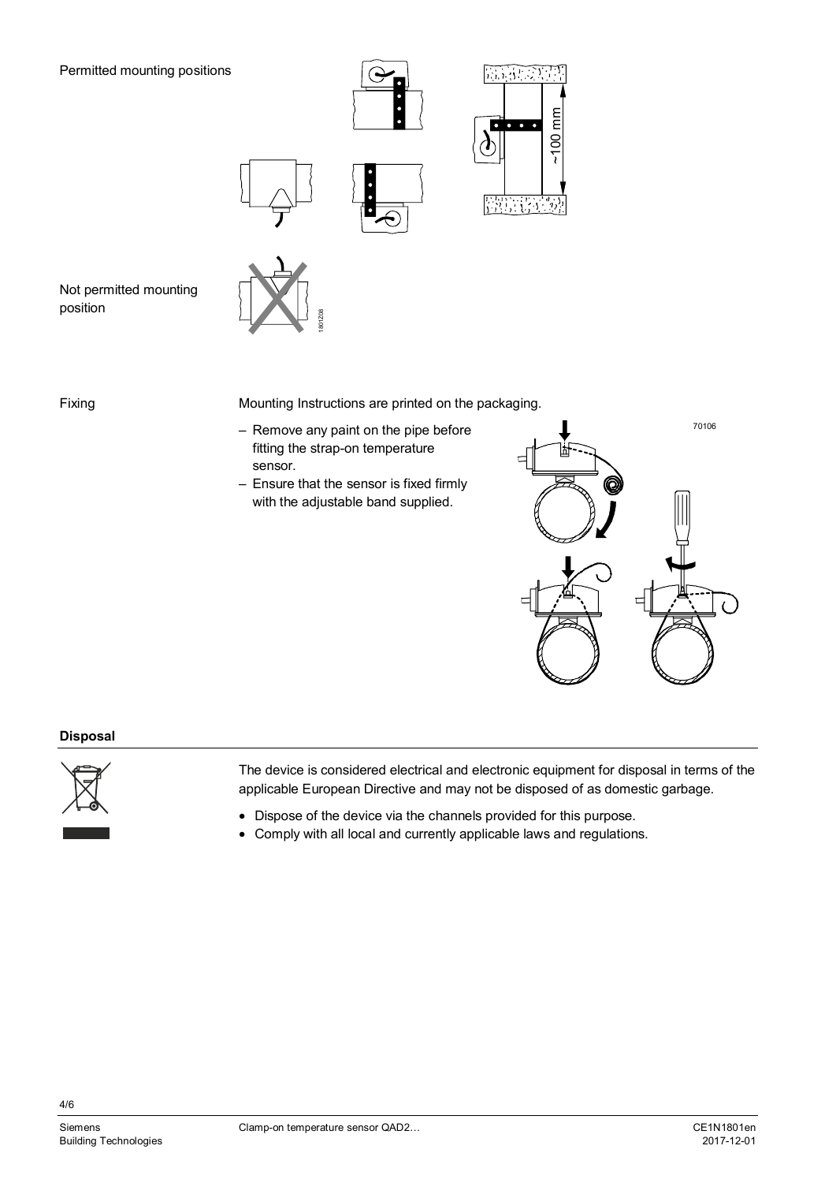Permitted mounting positions

Not permitted mounting position

Fixing

Mounting Instructions are printed on the packaging.

- Remove any paint on the pipe before fitting the strap-on temperature sensor.
- Ensure that the sensor is fixed firmly with the adjustable band supplied.

## Disposal

The device is considered electrical and electronic equipment for disposal in terms of the applicable European Directive and may not be disposed of as domestic garbage.

- Dispose of the device via the channels provided for this purpose.
- Comply with all local and currently applicable laws and regulations.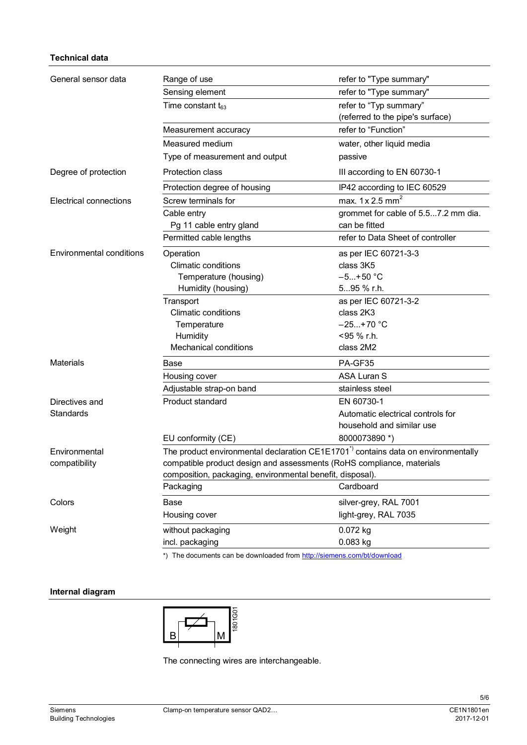## Technical data

| | | |
|---|---|---|
| General sensor data | Range of use | refer to "Type summary" |
| | Sensing element | refer to "Type summary" |
| | Time constant $t_{63}$ | refer to "Typ summary" (referred to the pipe's surface) |
| | Measurement accuracy | refer to "Function" |
| | Measured medium | water, other liquid media |
| | Type of measurement and output | passive |
| Degree of protection | Protection class | III according to EN 60730-1 |
| | Protection degree of housing | IP42 according to IEC 60529 |
| Electrical connections | Screw terminals for | max. 1 x 2.5 mm² |
| | Cable entry | grommet for cable of 5.5...7.2 mm dia. |
| | Pg 11 cable entry gland | can be fitted |
| | Permitted cable lengths | refer to Data Sheet of controller |
| Environmental conditions | Operation | as per IEC 60721-3-3 |
| | Climatic conditions | class 3K5 |
| | Temperature (housing) | –5...+50 °C |
| | Humidity (housing) | 5...95 % r.h. |
| | Transport | as per IEC 60721-3-2 |
| | Climatic conditions | class 2K3 |
| | Temperature | –25...+70 °C |
| | Humidity | <95 % r.h. |
| | Mechanical conditions | class 2M2 |
| Materials | Base | PA-GF35 |
| | Housing cover | ASA Luran S |
| | Adjustable strap-on band | stainless steel |
| Directives and Standards | Product standard | EN 60730-1 Automatic electrical controls for household and similar use |
| | EU conformity (CE) | 8000073890 *) |
| Environmental compatibility | The product environmental declaration CE1E1701*) contains data on environmentally compatible product design and assessments (RoHS compliance, materials composition, packaging, environmental benefit, disposal). | |
| | Packaging | Cardboard |
| Colors | Base | silver-grey, RAL 7001 |
| | Housing cover | light-grey, RAL 7035 |
| Weight | without packaging | 0.072 kg |
| | incl. packaging | 0.083 kg |

*) The documents can be downloaded from http://siemens.com/bt/download

## Internal diagram

B M 1801G01

The connecting wires are interchangeable.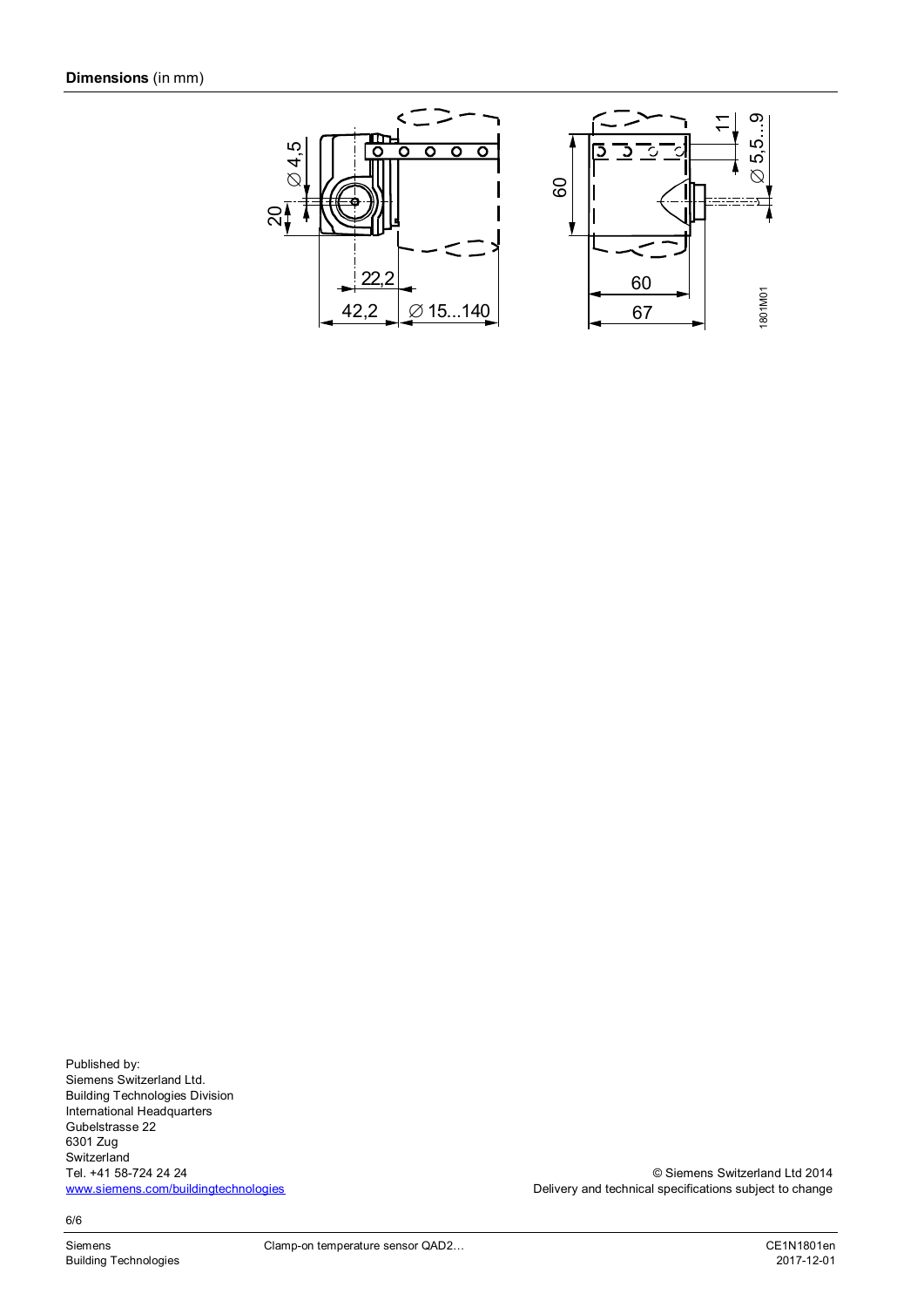**Dimensions** (in mm)

Ø 4,5
20
22,2
42,2
Ø 15...140
60
11
Ø 5,5...9
60
67
1801M01

Published by:
Siemens Switzerland Ltd.
Building Technologies Division
International Headquarters
Gubelstrasse 22
6301 Zug
Switzerland
Tel. +41 58-724 24 24
www.siemens.com/buildingtechnologies

© Siemens Switzerland Ltd 2014
Delivery and technical specifications subject to change